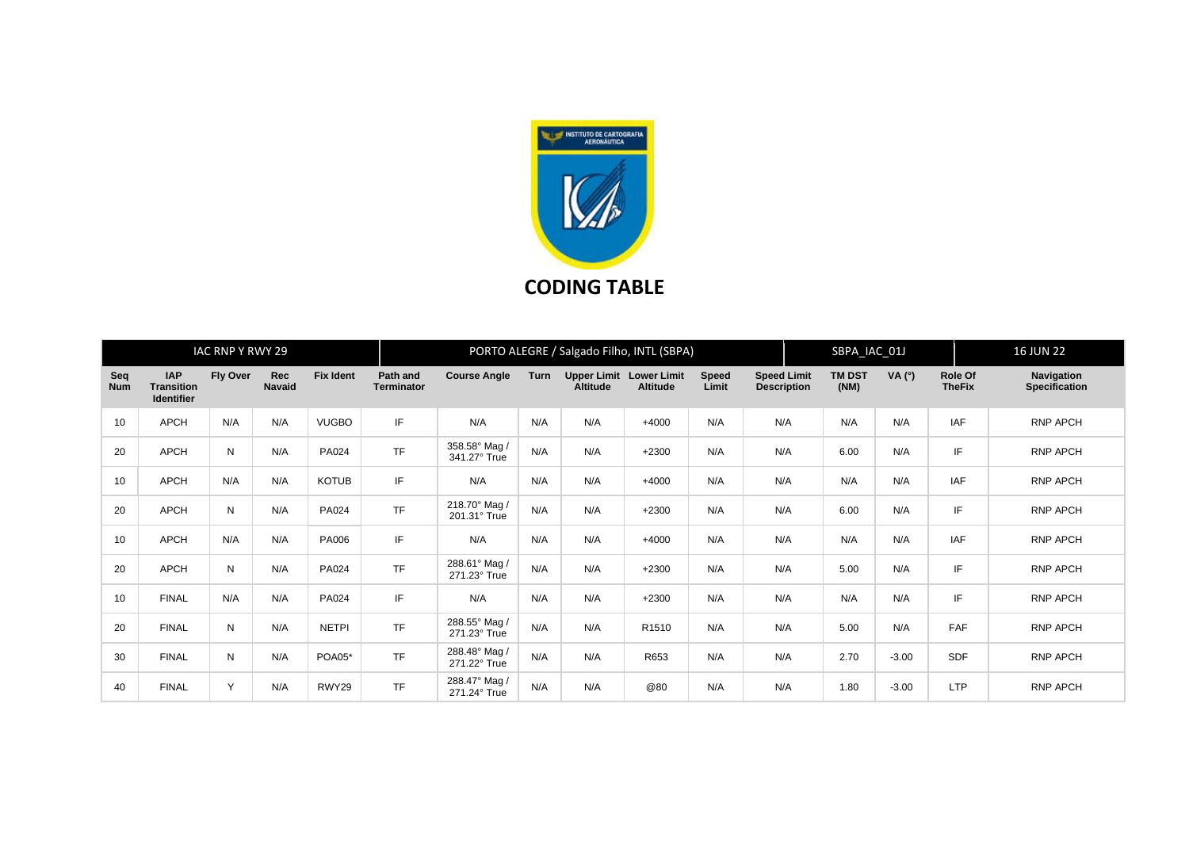# CODING TABLE

| IAC RNP Y RWY 29 | | | | | PORTO ALEGRE / Salgado Filho, INTL (SBPA) | | | | | | | SBPA_IAC_01J | | | 16 JUN 22 |
|---|---|---|---|---|---|---|---|---|---|---|---|---|---|---|---|
| Seq Num | IAP Transition Identifier | Fly Over | Rec Navaid | Fix Ident | Path and Terminator | Course Angle | Turn | Upper Limit Altitude | Lower Limit Altitude | Speed Limit | Speed Limit Description | TM DST (NM) | VA (°) | Role Of TheFix | Navigation Specification |
| 10 | APCH | N/A | N/A | VUGBO | IF | N/A | N/A | N/A | +4000 | N/A | N/A | N/A | N/A | IAF | RNP APCH |
| 20 | APCH | N | N/A | PA024 | TF | 358.58° Mag / 341.27° True | N/A | N/A | +2300 | N/A | N/A | 6.00 | N/A | IF | RNP APCH |
| 10 | APCH | N/A | N/A | KOTUB | IF | N/A | N/A | N/A | +4000 | N/A | N/A | N/A | N/A | IAF | RNP APCH |
| 20 | APCH | N | N/A | PA024 | TF | 218.70° Mag / 201.31° True | N/A | N/A | +2300 | N/A | N/A | 6.00 | N/A | IF | RNP APCH |
| 10 | APCH | N/A | N/A | PA006 | IF | N/A | N/A | N/A | +4000 | N/A | N/A | N/A | N/A | IAF | RNP APCH |
| 20 | APCH | N | N/A | PA024 | TF | 288.61° Mag / 271.23° True | N/A | N/A | +2300 | N/A | N/A | 5.00 | N/A | IF | RNP APCH |
| 10 | FINAL | N/A | N/A | PA024 | IF | N/A | N/A | N/A | +2300 | N/A | N/A | N/A | N/A | IF | RNP APCH |
| 20 | FINAL | N | N/A | NETPI | TF | 288.55° Mag / 271.23° True | N/A | N/A | R1510 | N/A | N/A | 5.00 | N/A | FAF | RNP APCH |
| 30 | FINAL | N | N/A | POA05* | TF | 288.48° Mag / 271.22° True | N/A | N/A | R653 | N/A | N/A | 2.70 | -3.00 | SDF | RNP APCH |
| 40 | FINAL | Y | N/A | RWY29 | TF | 288.47° Mag / 271.24° True | N/A | N/A | @80 | N/A | N/A | 1.80 | -3.00 | LTP | RNP APCH |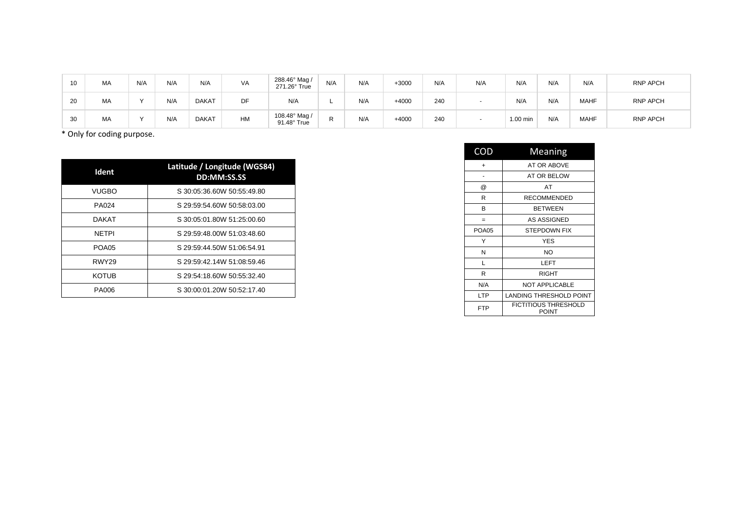| | | | | | | | | | | | | | | | |
|---|---|---|---|---|---|---|---|---|---|---|---|---|---|---|---|
| 10 | MA | N/A | N/A | N/A | VA | 288.46° Mag / 271.26° True | N/A | N/A | +3000 | N/A | N/A | N/A | N/A | N/A | RNP APCH |
| 20 | MA | Y | N/A | DAKAT | DF | N/A | L | N/A | +4000 | 240 | - | N/A | N/A | MAHF | RNP APCH |
| 30 | MA | Y | N/A | DAKAT | HM | 108.48° Mag / 91.48° True | R | N/A | +4000 | 240 | - | 1.00 min | N/A | MAHF | RNP APCH |

* Only for coding purpose.

| Ident | Latitude / Longitude (WGS84) DD:MM:SS.SS |
|---|---|
| VUGBO | S 30:05:36.60W 50:55:49.80 |
| PA024 | S 29:59:54.60W 50:58:03.00 |
| DAKAT | S 30:05:01.80W 51:25:00.60 |
| NETPI | S 29:59:48.00W 51:03:48.60 |
| POA05 | S 29:59:44.50W 51:06:54.91 |
| RWY29 | S 29:59:42.14W 51:08:59.46 |
| KOTUB | S 29:54:18.60W 50:55:32.40 |
| PA006 | S 30:00:01.20W 50:52:17.40 |

| COD | Meaning |
|---|---|
| + | AT OR ABOVE |
| - | AT OR BELOW |
| @ | AT |
| R | RECOMMENDED |
| B | BETWEEN |
| = | AS ASSIGNED |
| POA05 | STEPDOWN FIX |
| Y | YES |
| N | NO |
| L | LEFT |
| R | RIGHT |
| N/A | NOT APPLICABLE |
| LTP | LANDING THRESHOLD POINT |
| FTP | FICTITIOUS THRESHOLD POINT |